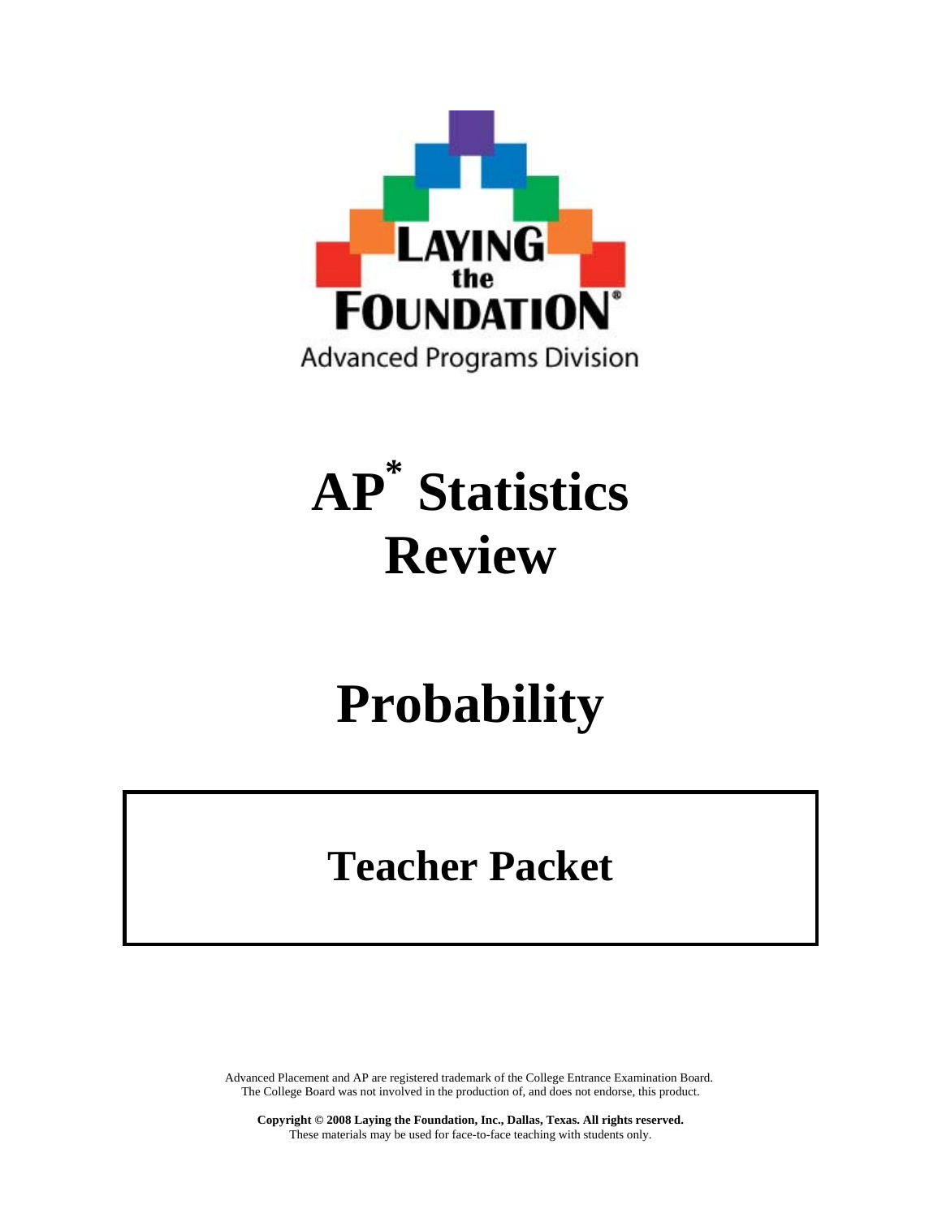LAYING the FOUNDATION®

Advanced Programs Division

# AP* Statistics Review

# Probability

## Teacher Packet

Advanced Placement and AP are registered trademark of the College Entrance Examination Board. The College Board was not involved in the production of, and does not endorse, this product.

**Copyright © 2008 Laying the Foundation, Inc., Dallas, Texas. All rights reserved.**
These materials may be used for face-to-face teaching with students only.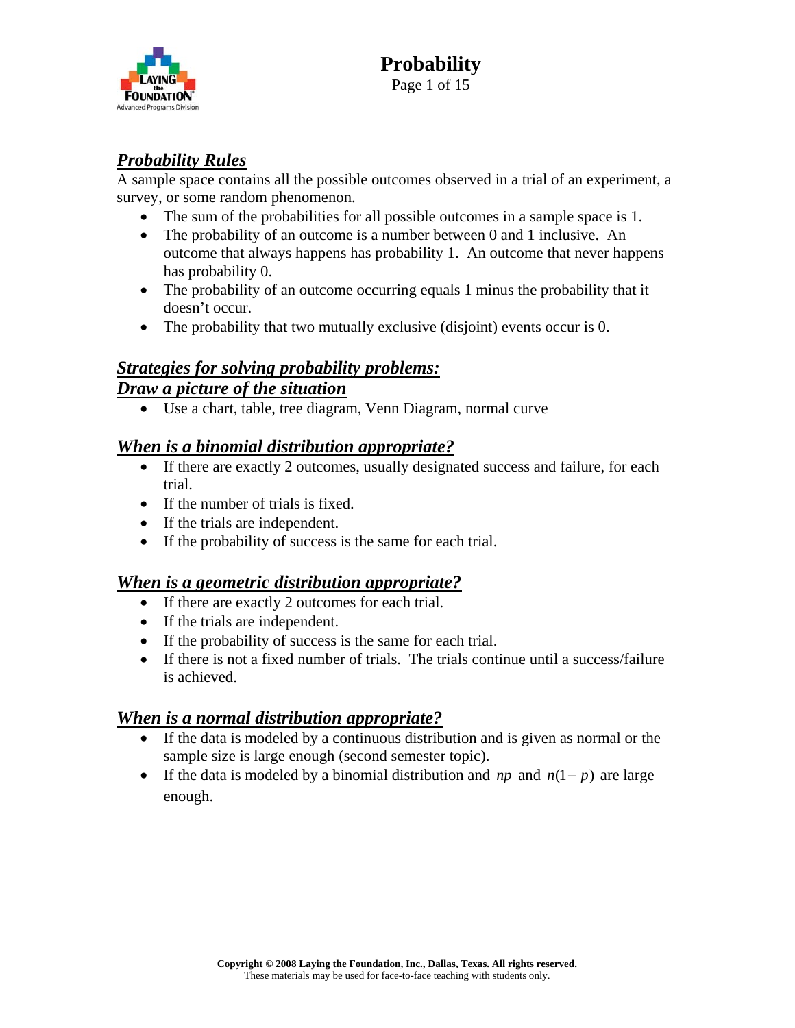## *Probability Rules*

A sample space contains all the possible outcomes observed in a trial of an experiment, a survey, or some random phenomenon.

- The sum of the probabilities for all possible outcomes in a sample space is 1.
- The probability of an outcome is a number between 0 and 1 inclusive. An outcome that always happens has probability 1. An outcome that never happens has probability 0.
- The probability of an outcome occurring equals 1 minus the probability that it doesn't occur.
- The probability that two mutually exclusive (disjoint) events occur is 0.

## *Strategies for solving probability problems:*
## *Draw a picture of the situation*

- Use a chart, table, tree diagram, Venn Diagram, normal curve

## *When is a binomial distribution appropriate?*

- If there are exactly 2 outcomes, usually designated success and failure, for each trial.
- If the number of trials is fixed.
- If the trials are independent.
- If the probability of success is the same for each trial.

## *When is a geometric distribution appropriate?*

- If there are exactly 2 outcomes for each trial.
- If the trials are independent.
- If the probability of success is the same for each trial.
- If there is not a fixed number of trials. The trials continue until a success/failure is achieved.

## *When is a normal distribution appropriate?*

- If the data is modeled by a continuous distribution and is given as normal or the sample size is large enough (second semester topic).
- If the data is modeled by a binomial distribution and $np$ and $n(1-p)$ are large enough.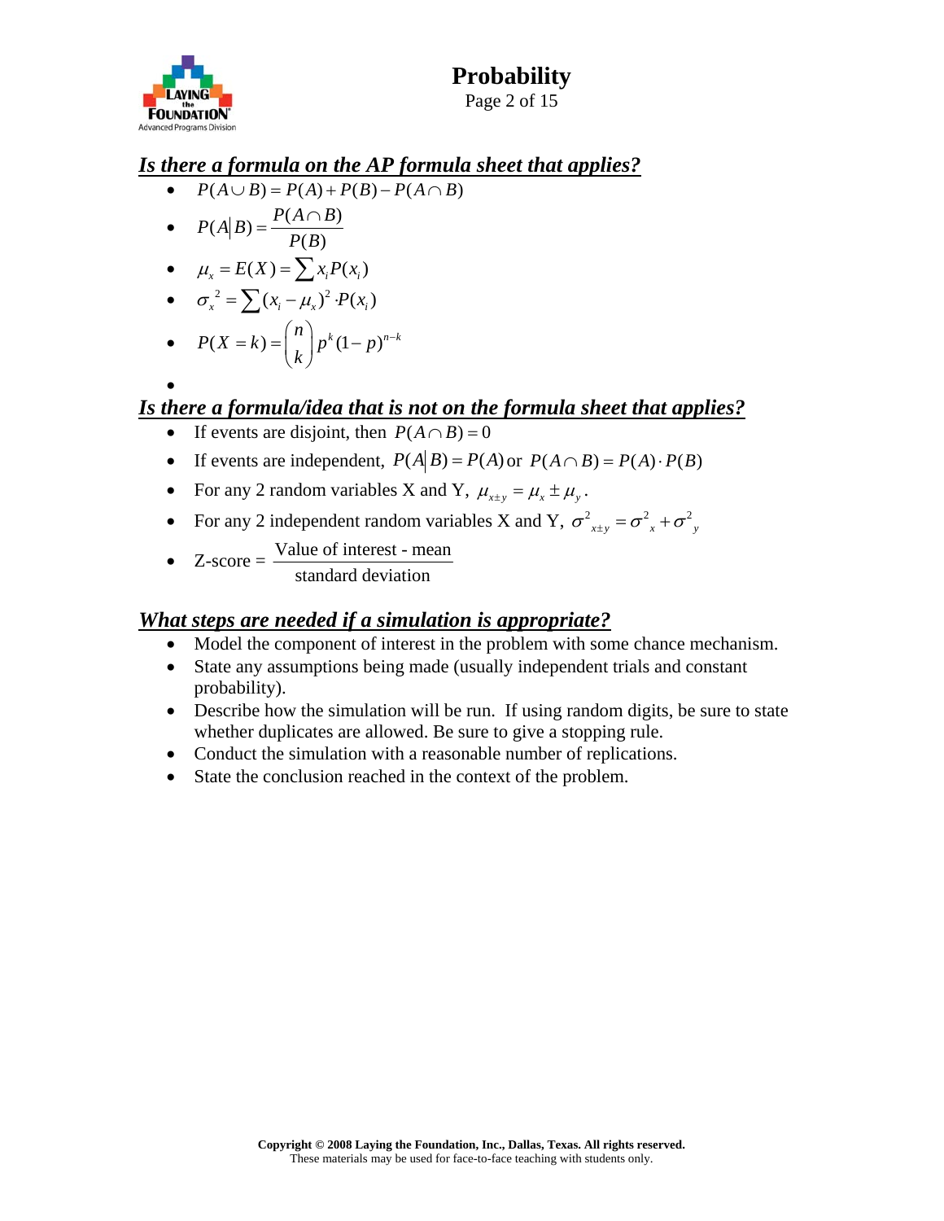## *Is there a formula on the AP formula sheet that applies?*

- $P(A \cup B) = P(A) + P(B) - P(A \cap B)$
- $P(A|B) = \dfrac{P(A \cap B)}{P(B)}$
- $\mu_x = E(X) = \sum x_i P(x_i)$
- $\sigma_x{}^2 = \sum (x_i - \mu_x)^2 \cdot P(x_i)$
- $P(X = k) = \binom{n}{k} p^k (1-p)^{n-k}$
- 

## *Is there a formula/idea that is not on the formula sheet that applies?*

- If events are disjoint, then $P(A \cap B) = 0$
- If events are independent, $P(A|B) = P(A)$ or $P(A \cap B) = P(A) \cdot P(B)$
- For any 2 random variables X and Y, $\mu_{x \pm y} = \mu_x \pm \mu_y$.
- For any 2 independent random variables X and Y, $\sigma^2_{x \pm y} = \sigma^2_x + \sigma^2_y$
- Z-score = $\dfrac{\text{Value of interest - mean}}{\text{standard deviation}}$

## *What steps are needed if a simulation is appropriate?*

- Model the component of interest in the problem with some chance mechanism.
- State any assumptions being made (usually independent trials and constant probability).
- Describe how the simulation will be run. If using random digits, be sure to state whether duplicates are allowed. Be sure to give a stopping rule.
- Conduct the simulation with a reasonable number of replications.
- State the conclusion reached in the context of the problem.

**Copyright © 2008 Laying the Foundation, Inc., Dallas, Texas. All rights reserved.**
These materials may be used for face-to-face teaching with students only.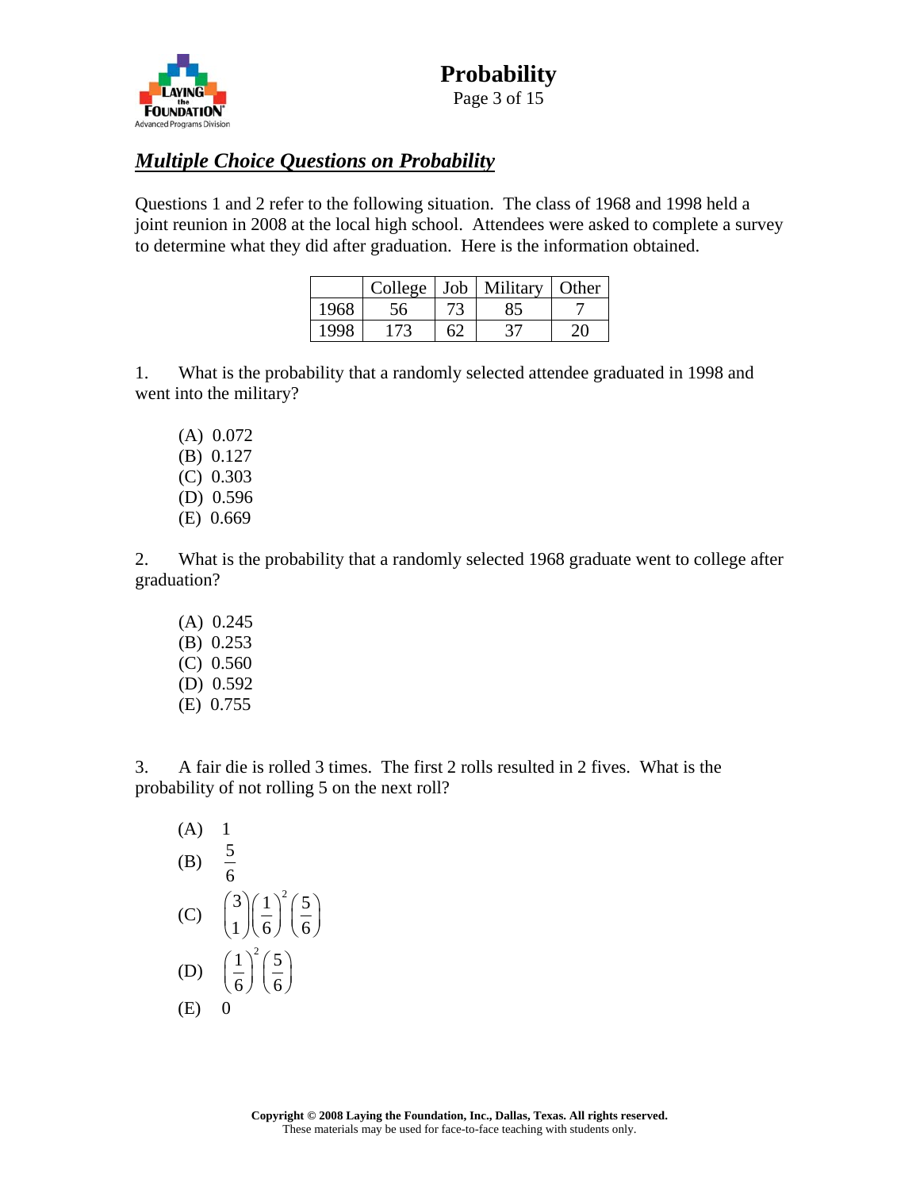## ***Multiple Choice Questions on Probability***

Questions 1 and 2 refer to the following situation. The class of 1968 and 1998 held a joint reunion in 2008 at the local high school. Attendees were asked to complete a survey to determine what they did after graduation. Here is the information obtained.

| | College | Job | Military | Other |
|---|---|---|---|---|
| 1968 | 56 | 73 | 85 | 7 |
| 1998 | 173 | 62 | 37 | 20 |

1. What is the probability that a randomly selected attendee graduated in 1998 and went into the military?

   (A) 0.072
   (B) 0.127
   (C) 0.303
   (D) 0.596
   (E) 0.669

2. What is the probability that a randomly selected 1968 graduate went to college after graduation?

   (A) 0.245
   (B) 0.253
   (C) 0.560
   (D) 0.592
   (E) 0.755

3. A fair die is rolled 3 times. The first 2 rolls resulted in 2 fives. What is the probability of not rolling 5 on the next roll?

   (A) $1$
   (B) $\frac{5}{6}$
   (C) $\binom{3}{1}\left(\frac{1}{6}\right)^2\left(\frac{5}{6}\right)$
   (D) $\left(\frac{1}{6}\right)^2\left(\frac{5}{6}\right)$
   (E) $0$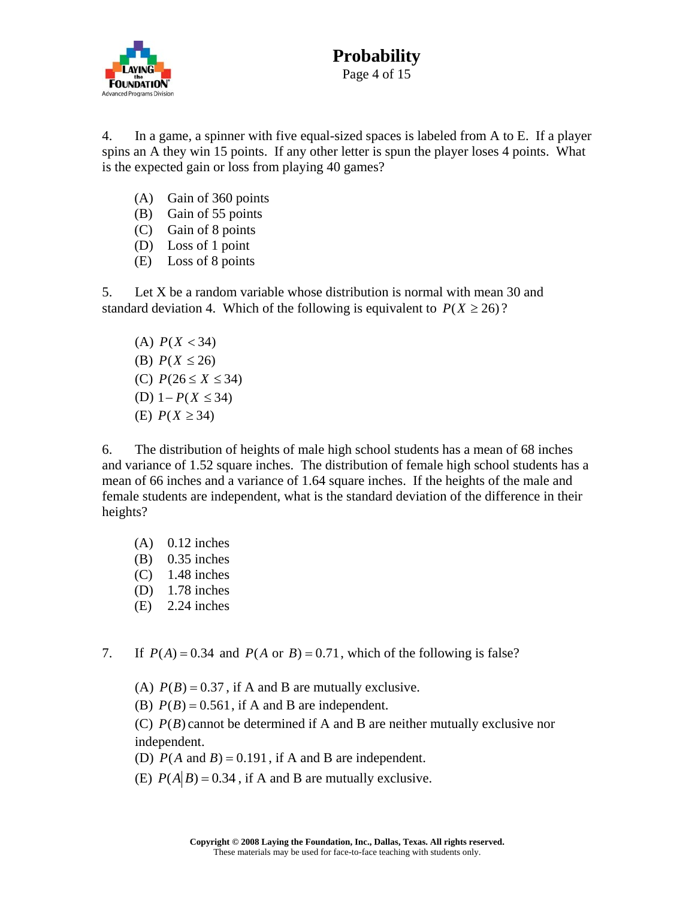4. In a game, a spinner with five equal-sized spaces is labeled from A to E. If a player spins an A they win 15 points. If any other letter is spun the player loses 4 points. What is the expected gain or loss from playing 40 games?

(A) Gain of 360 points
(B) Gain of 55 points
(C) Gain of 8 points
(D) Loss of 1 point
(E) Loss of 8 points

5. Let X be a random variable whose distribution is normal with mean 30 and standard deviation 4. Which of the following is equivalent to $P(X \geq 26)$?

(A) $P(X < 34)$
(B) $P(X \leq 26)$
(C) $P(26 \leq X \leq 34)$
(D) $1 - P(X \leq 34)$
(E) $P(X \geq 34)$

6. The distribution of heights of male high school students has a mean of 68 inches and variance of 1.52 square inches. The distribution of female high school students has a mean of 66 inches and a variance of 1.64 square inches. If the heights of the male and female students are independent, what is the standard deviation of the difference in their heights?

(A) 0.12 inches
(B) 0.35 inches
(C) 1.48 inches
(D) 1.78 inches
(E) 2.24 inches

7. If $P(A) = 0.34$ and $P(A \text{ or } B) = 0.71$, which of the following is false?

(A) $P(B) = 0.37$, if A and B are mutually exclusive.
(B) $P(B) = 0.561$, if A and B are independent.
(C) $P(B)$ cannot be determined if A and B are neither mutually exclusive nor independent.
(D) $P(A \text{ and } B) = 0.191$, if A and B are independent.
(E) $P(A|B) = 0.34$, if A and B are mutually exclusive.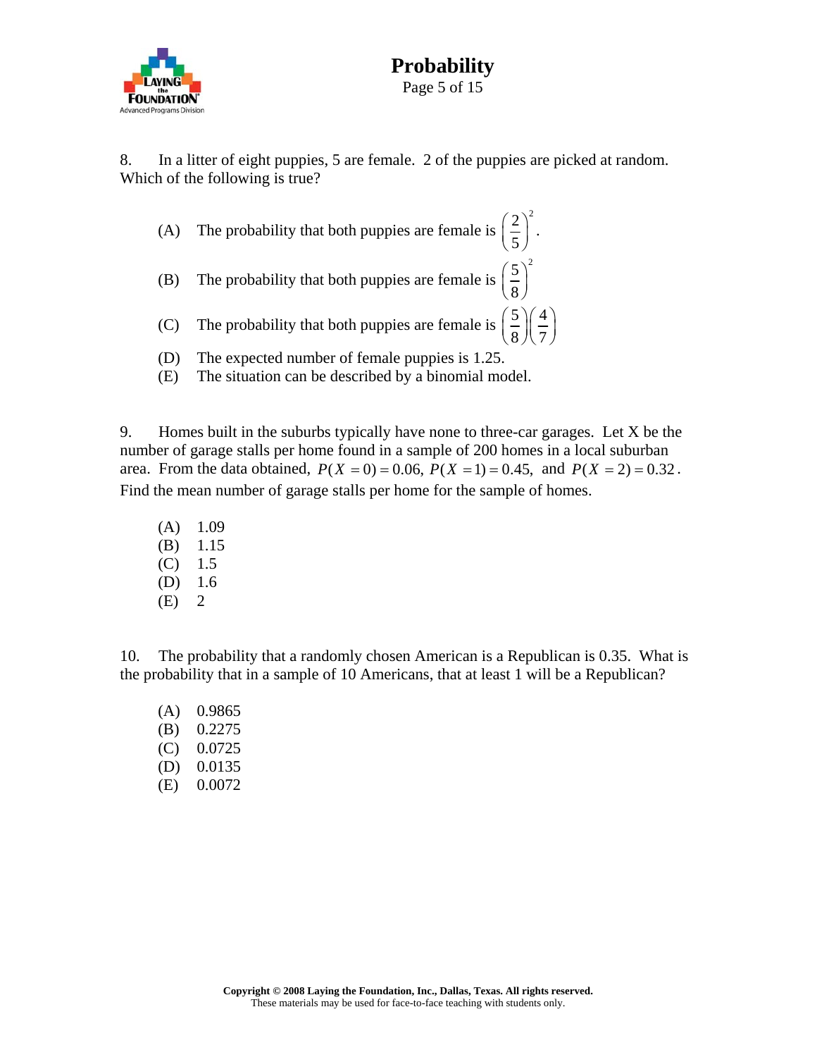8. In a litter of eight puppies, 5 are female. 2 of the puppies are picked at random. Which of the following is true?

(A) The probability that both puppies are female is $\left(\frac{2}{5}\right)^2$.

(B) The probability that both puppies are female is $\left(\frac{5}{8}\right)^2$

(C) The probability that both puppies are female is $\left(\frac{5}{8}\right)\left(\frac{4}{7}\right)$

(D) The expected number of female puppies is 1.25.

(E) The situation can be described by a binomial model.

9. Homes built in the suburbs typically have none to three-car garages. Let X be the number of garage stalls per home found in a sample of 200 homes in a local suburban area. From the data obtained, $P(X = 0) = 0.06$, $P(X = 1) = 0.45$, and $P(X = 2) = 0.32$. Find the mean number of garage stalls per home for the sample of homes.

(A) 1.09
(B) 1.15
(C) 1.5
(D) 1.6
(E) 2

10. The probability that a randomly chosen American is a Republican is 0.35. What is the probability that in a sample of 10 Americans, that at least 1 will be a Republican?

(A) 0.9865
(B) 0.2275
(C) 0.0725
(D) 0.0135
(E) 0.0072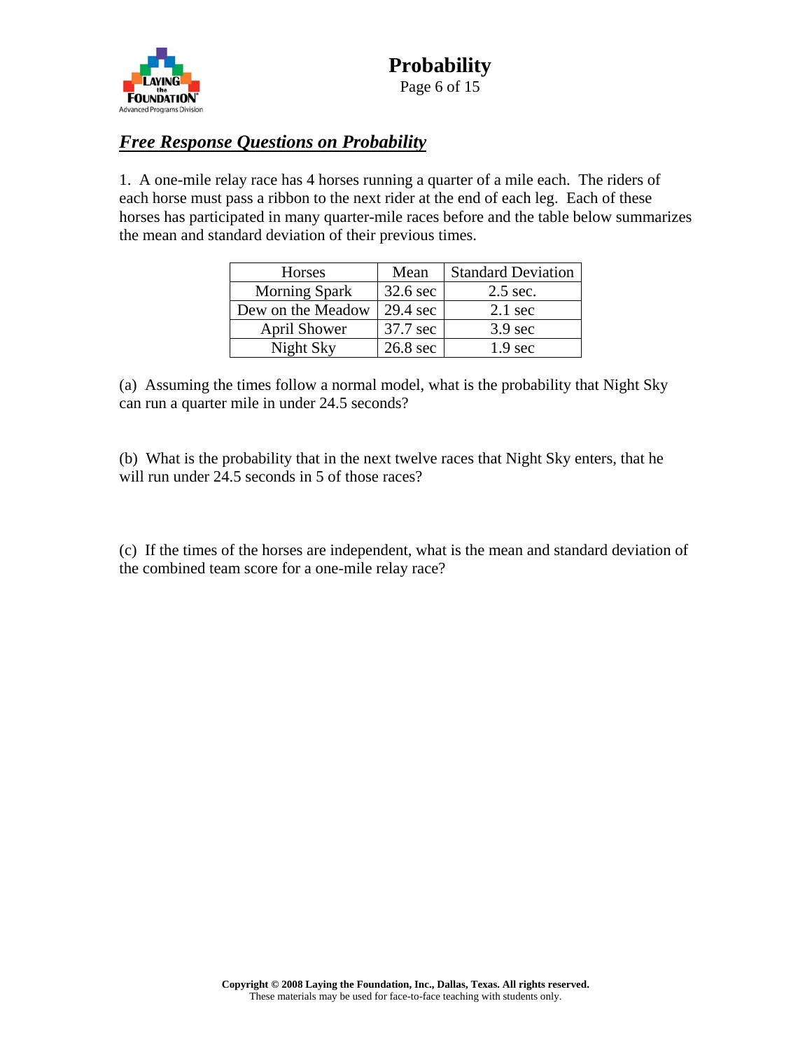## ***Free Response Questions on Probability***

1. A one-mile relay race has 4 horses running a quarter of a mile each. The riders of each horse must pass a ribbon to the next rider at the end of each leg. Each of these horses has participated in many quarter-mile races before and the table below summarizes the mean and standard deviation of their previous times.

| Horses | Mean | Standard Deviation |
|---|---|---|
| Morning Spark | 32.6 sec | 2.5 sec. |
| Dew on the Meadow | 29.4 sec | 2.1 sec |
| April Shower | 37.7 sec | 3.9 sec |
| Night Sky | 26.8 sec | 1.9 sec |

(a) Assuming the times follow a normal model, what is the probability that Night Sky can run a quarter mile in under 24.5 seconds?

(b) What is the probability that in the next twelve races that Night Sky enters, that he will run under 24.5 seconds in 5 of those races?

(c) If the times of the horses are independent, what is the mean and standard deviation of the combined team score for a one-mile relay race?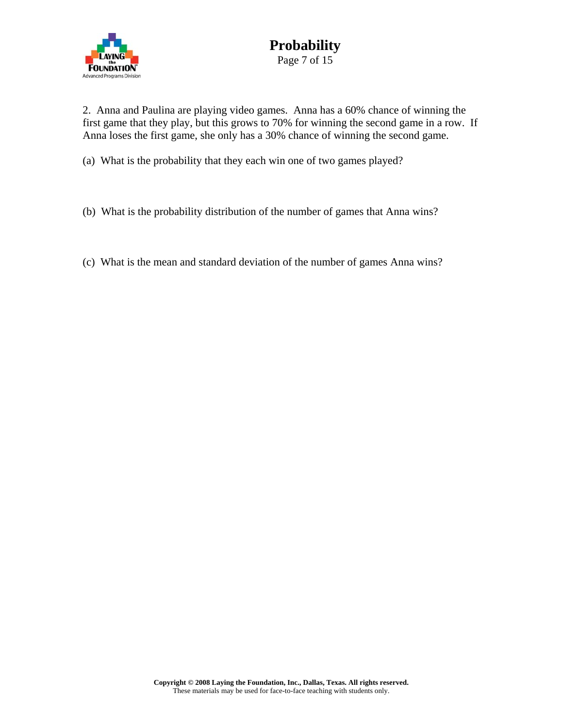2. Anna and Paulina are playing video games. Anna has a 60% chance of winning the first game that they play, but this grows to 70% for winning the second game in a row. If Anna loses the first game, she only has a 30% chance of winning the second game.

(a) What is the probability that they each win one of two games played?

(b) What is the probability distribution of the number of games that Anna wins?

(c) What is the mean and standard deviation of the number of games Anna wins?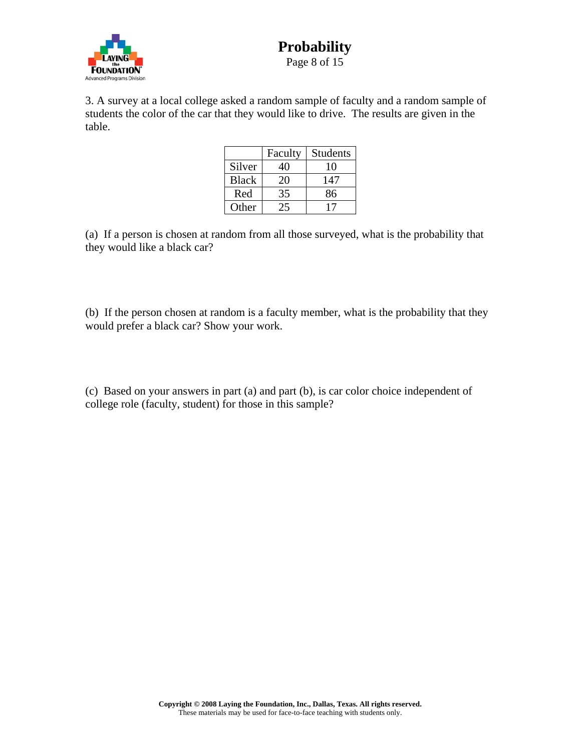3. A survey at a local college asked a random sample of faculty and a random sample of students the color of the car that they would like to drive. The results are given in the table.

| | Faculty | Students |
|---|---|---|
| Silver | 40 | 10 |
| Black | 20 | 147 |
| Red | 35 | 86 |
| Other | 25 | 17 |

(a) If a person is chosen at random from all those surveyed, what is the probability that they would like a black car?

(b) If the person chosen at random is a faculty member, what is the probability that they would prefer a black car? Show your work.

(c) Based on your answers in part (a) and part (b), is car color choice independent of college role (faculty, student) for those in this sample?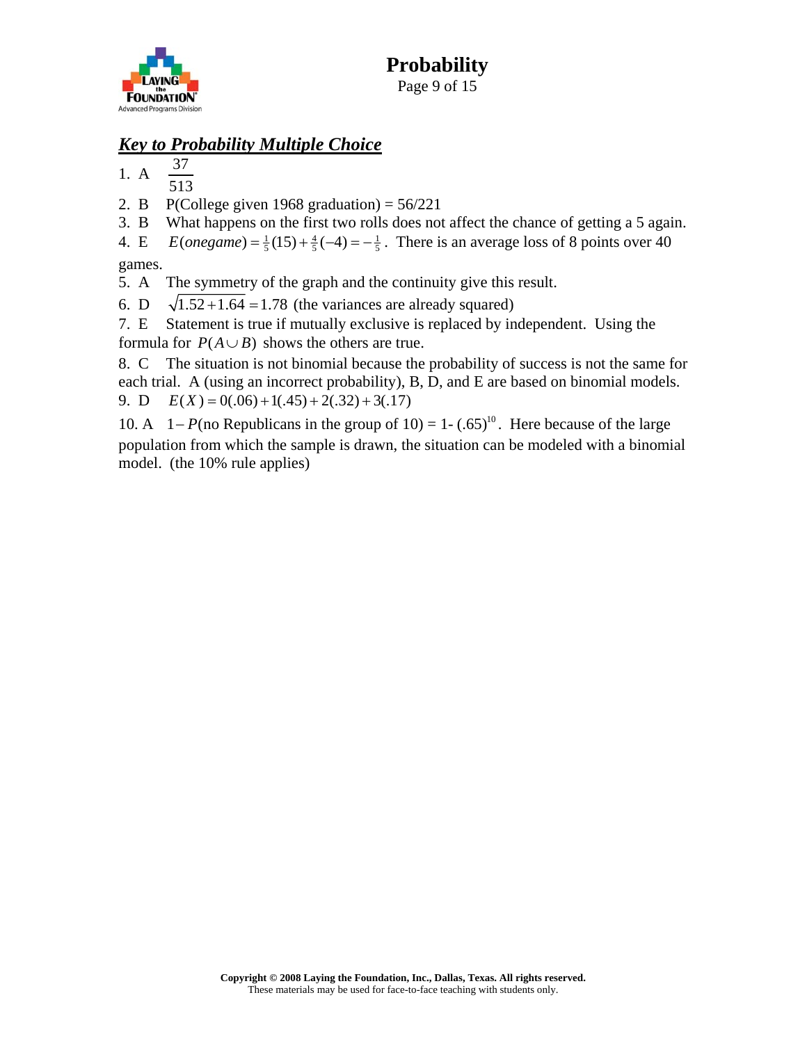## *Key to Probability Multiple Choice*

1. A $\dfrac{37}{513}$
2. B P(College given 1968 graduation) = 56/221
3. B What happens on the first two rolls does not affect the chance of getting a 5 again.
4. E $E(onegame) = \frac{1}{5}(15) + \frac{4}{5}(-4) = -\frac{1}{5}$. There is an average loss of 8 points over 40 games.
5. A The symmetry of the graph and the continuity give this result.
6. D $\sqrt{1.52 + 1.64} = 1.78$ (the variances are already squared)
7. E Statement is true if mutually exclusive is replaced by independent. Using the formula for $P(A \cup B)$ shows the others are true.
8. C The situation is not binomial because the probability of success is not the same for each trial. A (using an incorrect probability), B, D, and E are based on binomial models.
9. D $E(X) = 0(.06) + 1(.45) + 2(.32) + 3(.17)$
10. A $1 - P$(no Republicans in the group of 10) = 1- $(.65)^{10}$. Here because of the large population from which the sample is drawn, the situation can be modeled with a binomial model. (the 10% rule applies)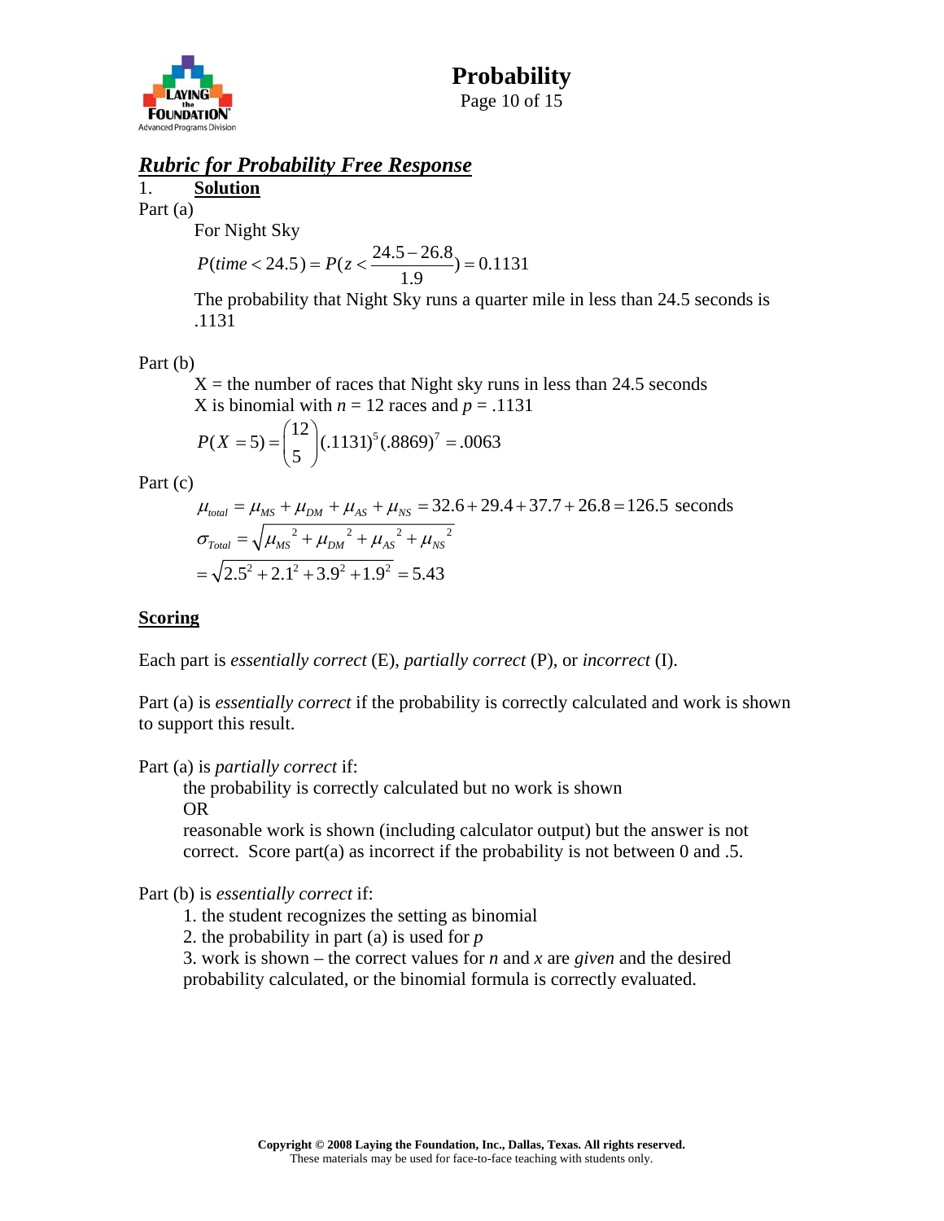## *Rubric for Probability Free Response*

1. **Solution**

Part (a)

For Night Sky

$$P(time < 24.5) = P(z < \frac{24.5 - 26.8}{1.9}) = 0.1131$$

The probability that Night Sky runs a quarter mile in less than 24.5 seconds is .1131

Part (b)

X = the number of races that Night sky runs in less than 24.5 seconds
X is binomial with $n$ = 12 races and $p$ = .1131

$$P(X = 5) = \binom{12}{5}(.1131)^5(.8869)^7 = .0063$$

Part (c)

$$\mu_{total} = \mu_{MS} + \mu_{DM} + \mu_{AS} + \mu_{NS} = 32.6 + 29.4 + 37.7 + 26.8 = 126.5 \text{ seconds}$$

$$\sigma_{Total} = \sqrt{\mu_{MS}{}^2 + \mu_{DM}{}^2 + \mu_{AS}{}^2 + \mu_{NS}{}^2}$$

$$= \sqrt{2.5^2 + 2.1^2 + 3.9^2 + 1.9^2} = 5.43$$

**Scoring**

Each part is *essentially correct* (E), *partially correct* (P), or *incorrect* (I).

Part (a) is *essentially correct* if the probability is correctly calculated and work is shown to support this result.

Part (a) is *partially correct* if:
- the probability is correctly calculated but no work is shown
- OR
- reasonable work is shown (including calculator output) but the answer is not correct. Score part(a) as incorrect if the probability is not between 0 and .5.

Part (b) is *essentially correct* if:
1. the student recognizes the setting as binomial
2. the probability in part (a) is used for $p$
3. work is shown – the correct values for $n$ and $x$ are *given* and the desired probability calculated, or the binomial formula is correctly evaluated.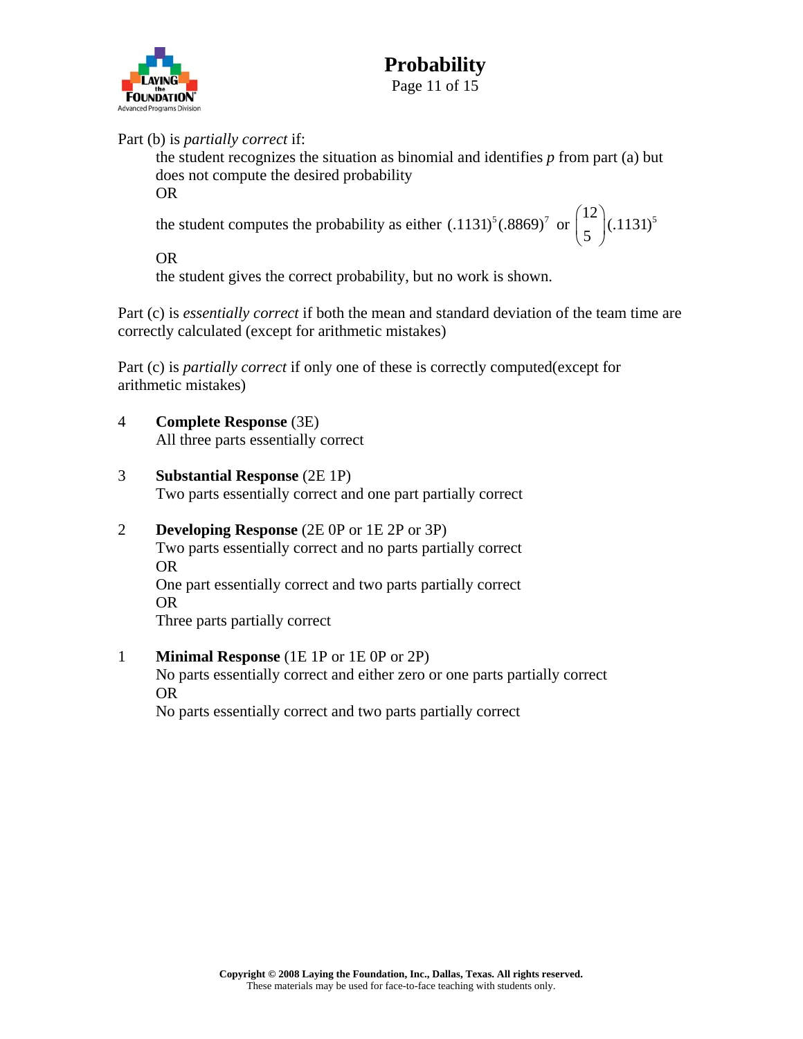Part (b) is *partially correct* if:

the student recognizes the situation as binomial and identifies $p$ from part (a) but does not compute the desired probability

OR

the student computes the probability as either $(.1131)^5(.8869)^7$ or $\binom{12}{5}(.1131)^5$

OR

the student gives the correct probability, but no work is shown.

Part (c) is *essentially correct* if both the mean and standard deviation of the team time are correctly calculated (except for arithmetic mistakes)

Part (c) is *partially correct* if only one of these is correctly computed(except for arithmetic mistakes)

4 **Complete Response** (3E)
All three parts essentially correct

3 **Substantial Response** (2E 1P)
Two parts essentially correct and one part partially correct

2 **Developing Response** (2E 0P or 1E 2P or 3P)
Two parts essentially correct and no parts partially correct
OR
One part essentially correct and two parts partially correct
OR
Three parts partially correct

1 **Minimal Response** (1E 1P or 1E 0P or 2P)
No parts essentially correct and either zero or one parts partially correct
OR
No parts essentially correct and two parts partially correct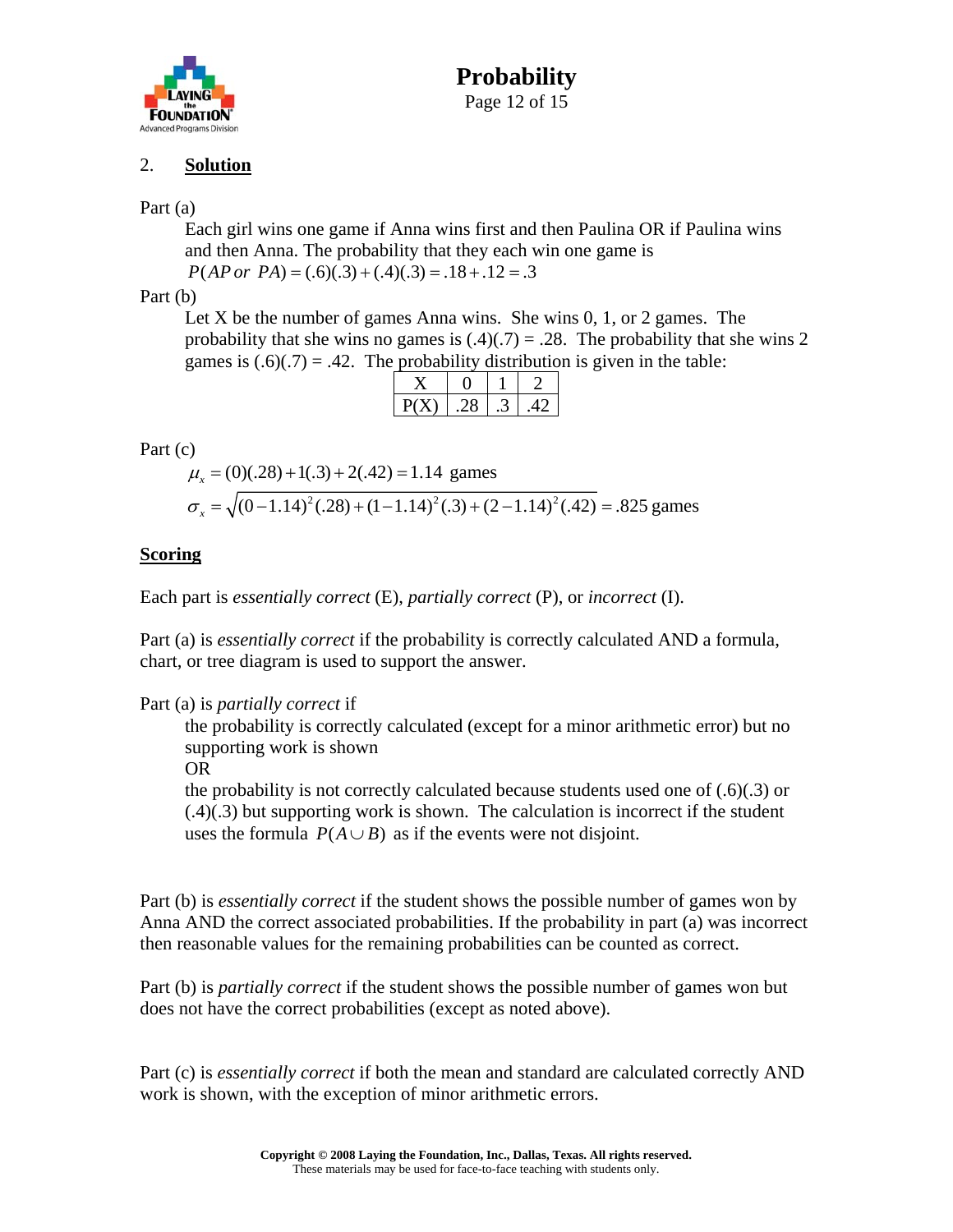2. **Solution**

Part (a)

Each girl wins one game if Anna wins first and then Paulina OR if Paulina wins and then Anna. The probability that they each win one game is

$P(AP\ or\ PA) = (.6)(.3) + (.4)(.3) = .18 + .12 = .3$

Part (b)

Let X be the number of games Anna wins. She wins 0, 1, or 2 games. The probability that she wins no games is (.4)(.7) = .28. The probability that she wins 2 games is (.6)(.7) = .42. The probability distribution is given in the table:

| X | 0 | 1 | 2 |
|---|---|---|---|
| P(X) | .28 | .3 | .42 |

Part (c)

$\mu_x = (0)(.28) + 1(.3) + 2(.42) = 1.14$ games

$\sigma_x = \sqrt{(0-1.14)^2(.28) + (1-1.14)^2(.3) + (2-1.14)^2(.42)} = .825$ games

**Scoring**

Each part is *essentially correct* (E), *partially correct* (P), or *incorrect* (I).

Part (a) is *essentially correct* if the probability is correctly calculated AND a formula, chart, or tree diagram is used to support the answer.

Part (a) is *partially correct* if

the probability is correctly calculated (except for a minor arithmetic error) but no supporting work is shown

OR

the probability is not correctly calculated because students used one of (.6)(.3) or (.4)(.3) but supporting work is shown. The calculation is incorrect if the student uses the formula $P(A \cup B)$ as if the events were not disjoint.

Part (b) is *essentially correct* if the student shows the possible number of games won by Anna AND the correct associated probabilities. If the probability in part (a) was incorrect then reasonable values for the remaining probabilities can be counted as correct.

Part (b) is *partially correct* if the student shows the possible number of games won but does not have the correct probabilities (except as noted above).

Part (c) is *essentially correct* if both the mean and standard are calculated correctly AND work is shown, with the exception of minor arithmetic errors.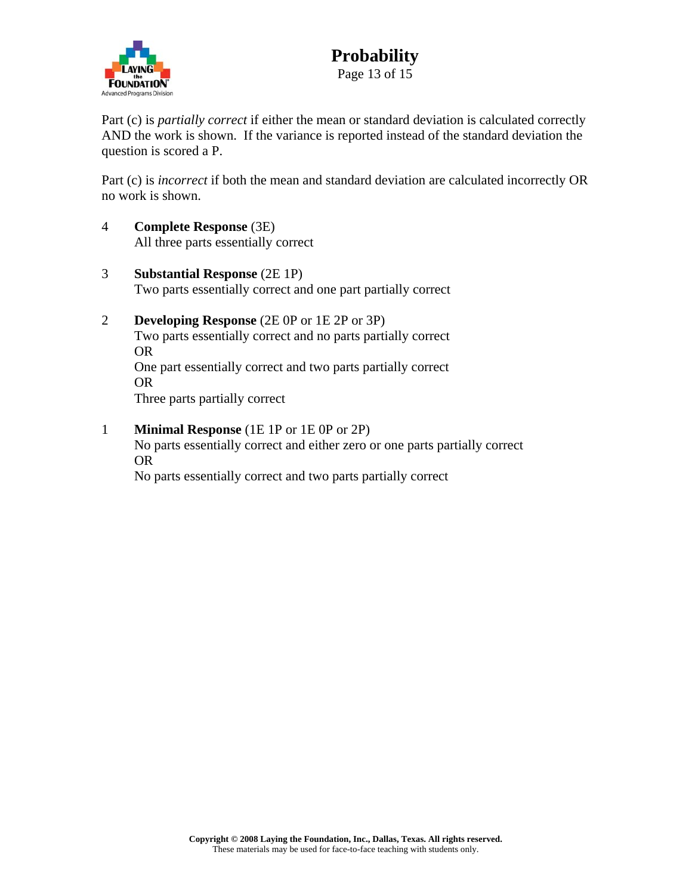Part (c) is *partially correct* if either the mean or standard deviation is calculated correctly AND the work is shown. If the variance is reported instead of the standard deviation the question is scored a P.

Part (c) is *incorrect* if both the mean and standard deviation are calculated incorrectly OR no work is shown.

4 **Complete Response** (3E)
All three parts essentially correct

3 **Substantial Response** (2E 1P)
Two parts essentially correct and one part partially correct

2 **Developing Response** (2E 0P or 1E 2P or 3P)
Two parts essentially correct and no parts partially correct
OR
One part essentially correct and two parts partially correct
OR
Three parts partially correct

1 **Minimal Response** (1E 1P or 1E 0P or 2P)
No parts essentially correct and either zero or one parts partially correct
OR
No parts essentially correct and two parts partially correct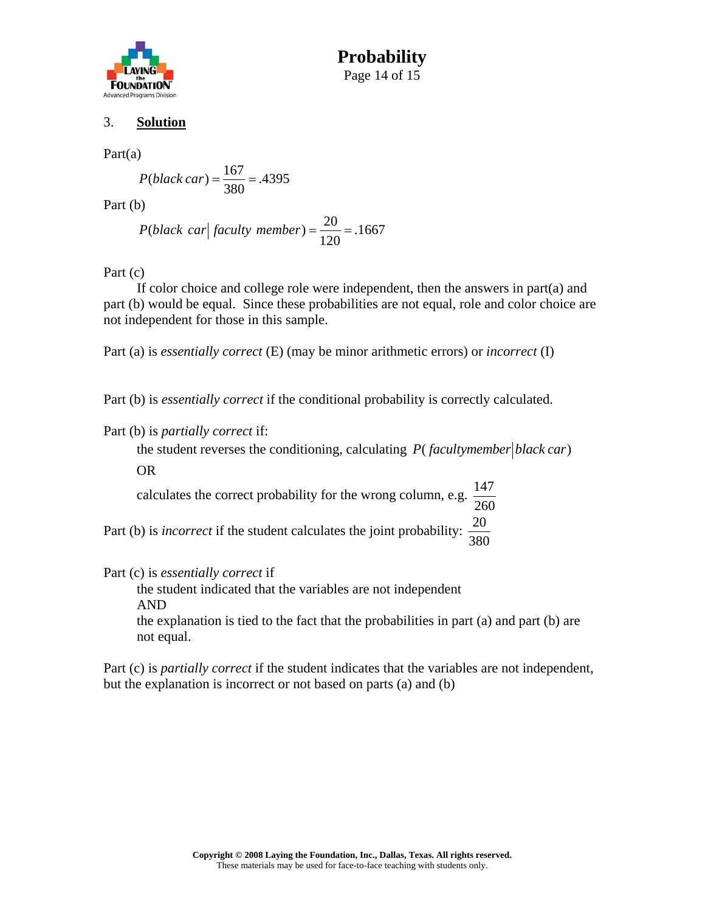3. **Solution**

Part(a)

$$P(black\ car) = \frac{167}{380} = .4395$$

Part (b)

$$P(black\ car \mid faculty\ member) = \frac{20}{120} = .1667$$

Part (c)

If color choice and college role were independent, then the answers in part(a) and part (b) would be equal. Since these probabilities are not equal, role and color choice are not independent for those in this sample.

Part (a) is *essentially correct* (E) (may be minor arithmetic errors) or *incorrect* (I)

Part (b) is *essentially correct* if the conditional probability is correctly calculated.

Part (b) is *partially correct* if:

the student reverses the conditioning, calculating $P(\,facultymember \mid black\,car)$

OR

calculates the correct probability for the wrong column, e.g. $\frac{147}{260}$

Part (b) is *incorrect* if the student calculates the joint probability: $\frac{20}{380}$

Part (c) is *essentially correct* if

the student indicated that the variables are not independent

AND

the explanation is tied to the fact that the probabilities in part (a) and part (b) are not equal.

Part (c) is *partially correct* if the student indicates that the variables are not independent, but the explanation is incorrect or not based on parts (a) and (b)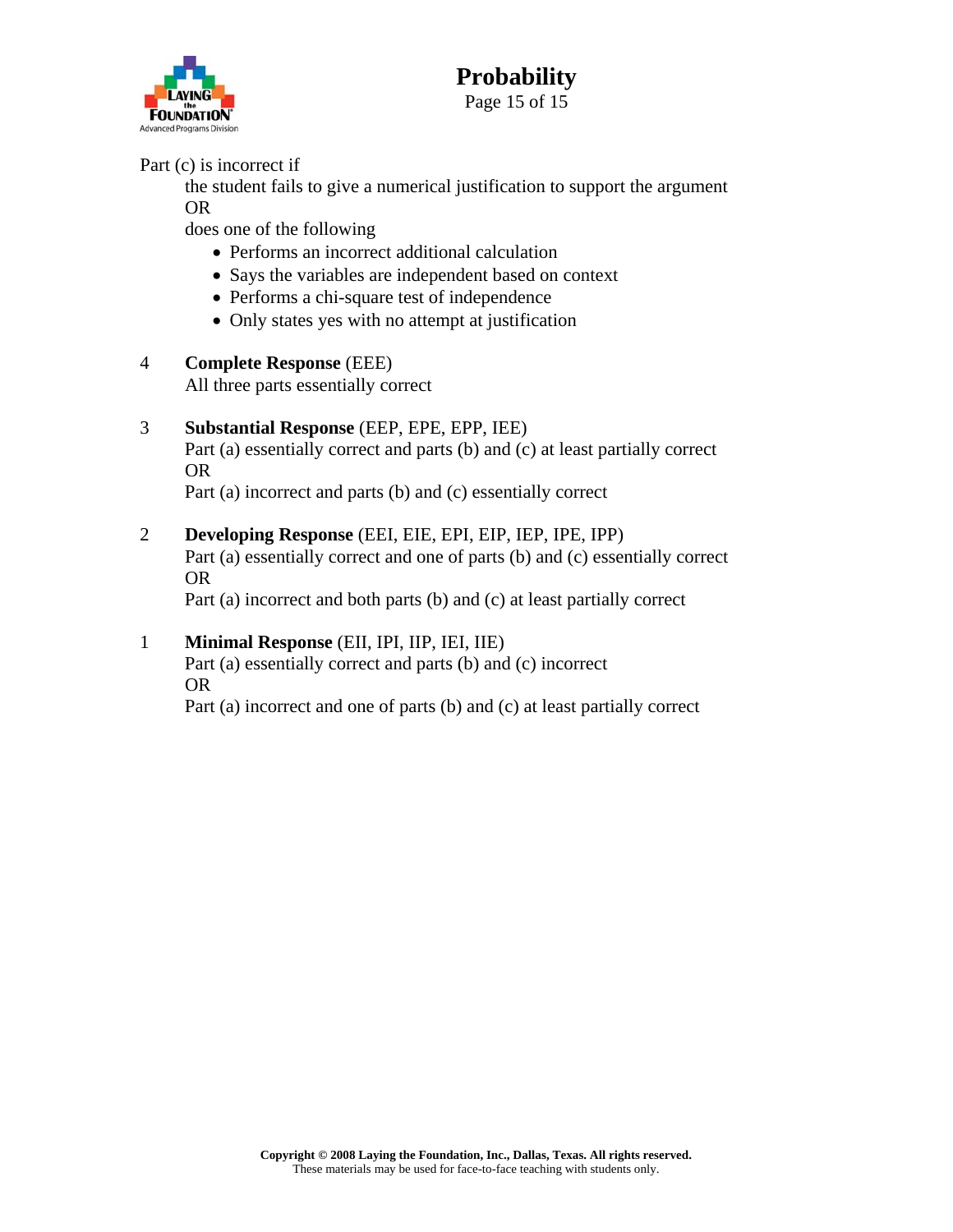Part (c) is incorrect if

the student fails to give a numerical justification to support the argument
OR
does one of the following

- Performs an incorrect additional calculation
- Says the variables are independent based on context
- Performs a chi-square test of independence
- Only states yes with no attempt at justification

4 **Complete Response** (EEE)
All three parts essentially correct

3 **Substantial Response** (EEP, EPE, EPP, IEE)
Part (a) essentially correct and parts (b) and (c) at least partially correct
OR
Part (a) incorrect and parts (b) and (c) essentially correct

2 **Developing Response** (EEI, EIE, EPI, EIP, IEP, IPE, IPP)
Part (a) essentially correct and one of parts (b) and (c) essentially correct
OR
Part (a) incorrect and both parts (b) and (c) at least partially correct

1 **Minimal Response** (EII, IPI, IIP, IEI, IIE)
Part (a) essentially correct and parts (b) and (c) incorrect
OR
Part (a) incorrect and one of parts (b) and (c) at least partially correct